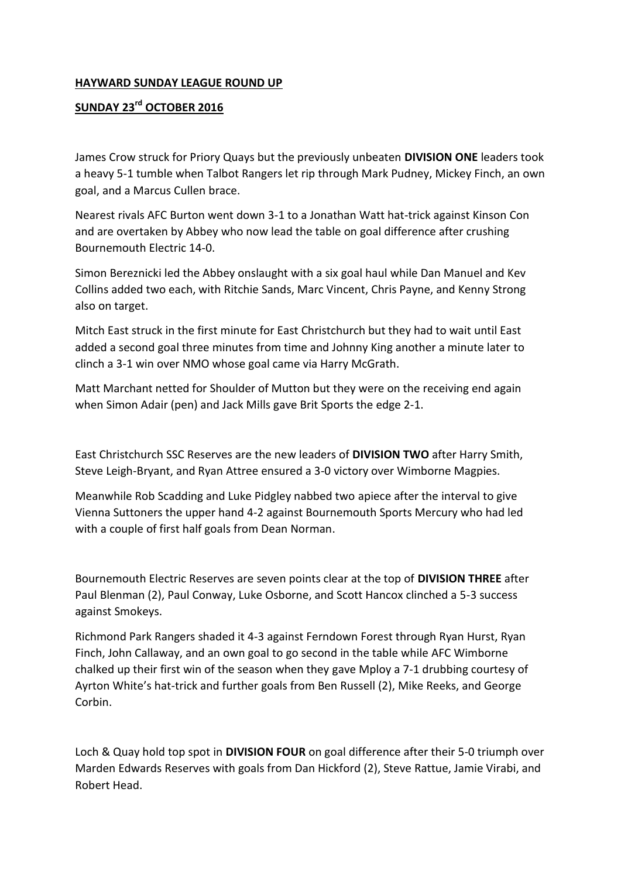**HAYWARD SUNDAY LEAGUE ROUND UP**

**SUNDAY 23rd OCTOBER 2016**

James Crow struck for Priory Quays but the previously unbeaten **DIVISION ONE** leaders took a heavy 5-1 tumble when Talbot Rangers let rip through Mark Pudney, Mickey Finch, an own goal, and a Marcus Cullen brace.

Nearest rivals AFC Burton went down 3-1 to a Jonathan Watt hat-trick against Kinson Con and are overtaken by Abbey who now lead the table on goal difference after crushing Bournemouth Electric 14-0.

Simon Bereznicki led the Abbey onslaught with a six goal haul while Dan Manuel and Kev Collins added two each, with Ritchie Sands, Marc Vincent, Chris Payne, and Kenny Strong also on target.

Mitch East struck in the first minute for East Christchurch but they had to wait until East added a second goal three minutes from time and Johnny King another a minute later to clinch a 3-1 win over NMO whose goal came via Harry McGrath.

Matt Marchant netted for Shoulder of Mutton but they were on the receiving end again when Simon Adair (pen) and Jack Mills gave Brit Sports the edge 2-1.

East Christchurch SSC Reserves are the new leaders of **DIVISION TWO** after Harry Smith, Steve Leigh-Bryant, and Ryan Attree ensured a 3-0 victory over Wimborne Magpies.

Meanwhile Rob Scadding and Luke Pidgley nabbed two apiece after the interval to give Vienna Suttoners the upper hand 4-2 against Bournemouth Sports Mercury who had led with a couple of first half goals from Dean Norman.

Bournemouth Electric Reserves are seven points clear at the top of **DIVISION THREE** after Paul Blenman (2), Paul Conway, Luke Osborne, and Scott Hancox clinched a 5-3 success against Smokeys.

Richmond Park Rangers shaded it 4-3 against Ferndown Forest through Ryan Hurst, Ryan Finch, John Callaway, and an own goal to go second in the table while AFC Wimborne chalked up their first win of the season when they gave Mploy a 7-1 drubbing courtesy of Ayrton White's hat-trick and further goals from Ben Russell (2), Mike Reeks, and George Corbin.

Loch & Quay hold top spot in **DIVISION FOUR** on goal difference after their 5-0 triumph over Marden Edwards Reserves with goals from Dan Hickford (2), Steve Rattue, Jamie Virabi, and Robert Head.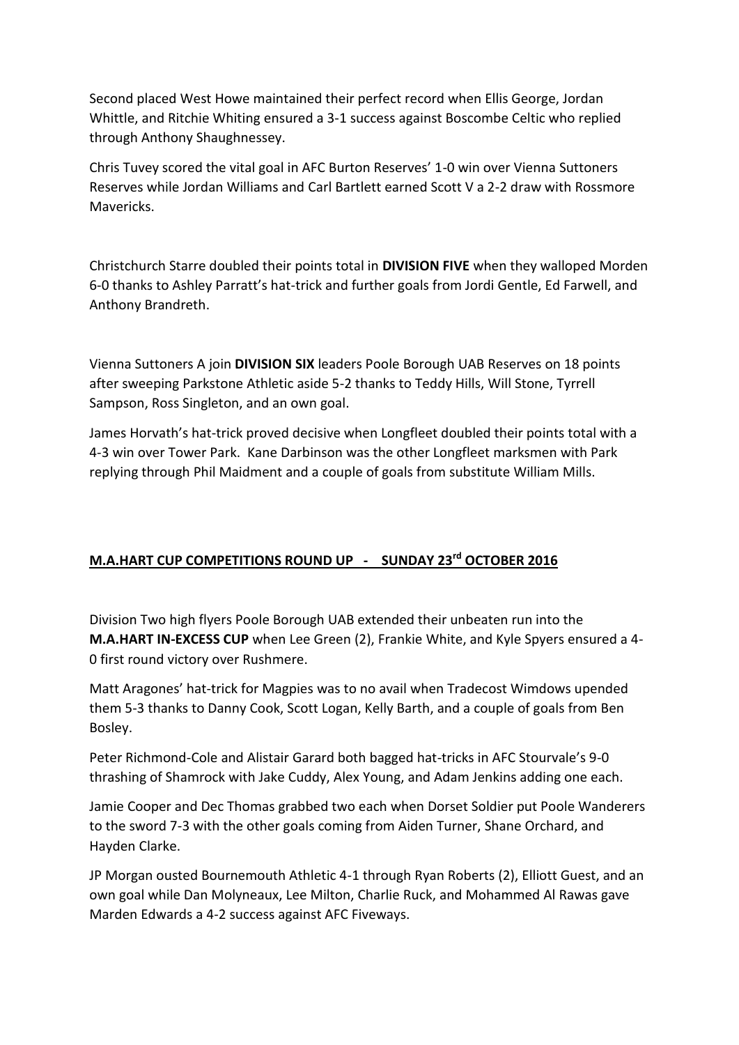Second placed West Howe maintained their perfect record when Ellis George, Jordan Whittle, and Ritchie Whiting ensured a 3-1 success against Boscombe Celtic who replied through Anthony Shaughnessey.

Chris Tuvey scored the vital goal in AFC Burton Reserves' 1-0 win over Vienna Suttoners Reserves while Jordan Williams and Carl Bartlett earned Scott V a 2-2 draw with Rossmore Mavericks.

Christchurch Starre doubled their points total in **DIVISION FIVE** when they walloped Morden 6-0 thanks to Ashley Parratt's hat-trick and further goals from Jordi Gentle, Ed Farwell, and Anthony Brandreth.

Vienna Suttoners A join **DIVISION SIX** leaders Poole Borough UAB Reserves on 18 points after sweeping Parkstone Athletic aside 5-2 thanks to Teddy Hills, Will Stone, Tyrrell Sampson, Ross Singleton, and an own goal.

James Horvath's hat-trick proved decisive when Longfleet doubled their points total with a 4-3 win over Tower Park. Kane Darbinson was the other Longfleet marksmen with Park replying through Phil Maidment and a couple of goals from substitute William Mills.

## M.A.HART CUP COMPETITIONS ROUND UP - SUNDAY 23rd OCTOBER 2016

Division Two high flyers Poole Borough UAB extended their unbeaten run into the **M.A.HART IN-EXCESS CUP** when Lee Green (2), Frankie White, and Kyle Spyers ensured a 4-0 first round victory over Rushmere.

Matt Aragones' hat-trick for Magpies was to no avail when Tradecost Wimdows upended them 5-3 thanks to Danny Cook, Scott Logan, Kelly Barth, and a couple of goals from Ben Bosley.

Peter Richmond-Cole and Alistair Garard both bagged hat-tricks in AFC Stourvale's 9-0 thrashing of Shamrock with Jake Cuddy, Alex Young, and Adam Jenkins adding one each.

Jamie Cooper and Dec Thomas grabbed two each when Dorset Soldier put Poole Wanderers to the sword 7-3 with the other goals coming from Aiden Turner, Shane Orchard, and Hayden Clarke.

JP Morgan ousted Bournemouth Athletic 4-1 through Ryan Roberts (2), Elliott Guest, and an own goal while Dan Molyneaux, Lee Milton, Charlie Ruck, and Mohammed Al Rawas gave Marden Edwards a 4-2 success against AFC Fiveways.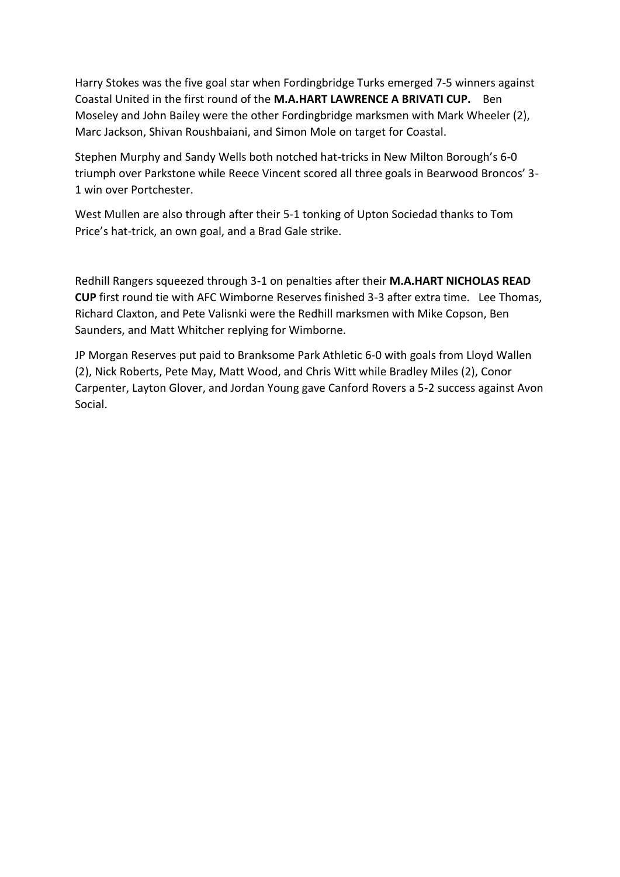Harry Stokes was the five goal star when Fordingbridge Turks emerged 7-5 winners against Coastal United in the first round of the **M.A.HART LAWRENCE A BRIVATI CUP.** Ben Moseley and John Bailey were the other Fordingbridge marksmen with Mark Wheeler (2), Marc Jackson, Shivan Roushbaiani, and Simon Mole on target for Coastal.

Stephen Murphy and Sandy Wells both notched hat-tricks in New Milton Borough's 6-0 triumph over Parkstone while Reece Vincent scored all three goals in Bearwood Broncos' 3-1 win over Portchester.

West Mullen are also through after their 5-1 tonking of Upton Sociedad thanks to Tom Price's hat-trick, an own goal, and a Brad Gale strike.

Redhill Rangers squeezed through 3-1 on penalties after their **M.A.HART NICHOLAS READ CUP** first round tie with AFC Wimborne Reserves finished 3-3 after extra time. Lee Thomas, Richard Claxton, and Pete Valisnki were the Redhill marksmen with Mike Copson, Ben Saunders, and Matt Whitcher replying for Wimborne.

JP Morgan Reserves put paid to Branksome Park Athletic 6-0 with goals from Lloyd Wallen (2), Nick Roberts, Pete May, Matt Wood, and Chris Witt while Bradley Miles (2), Conor Carpenter, Layton Glover, and Jordan Young gave Canford Rovers a 5-2 success against Avon Social.